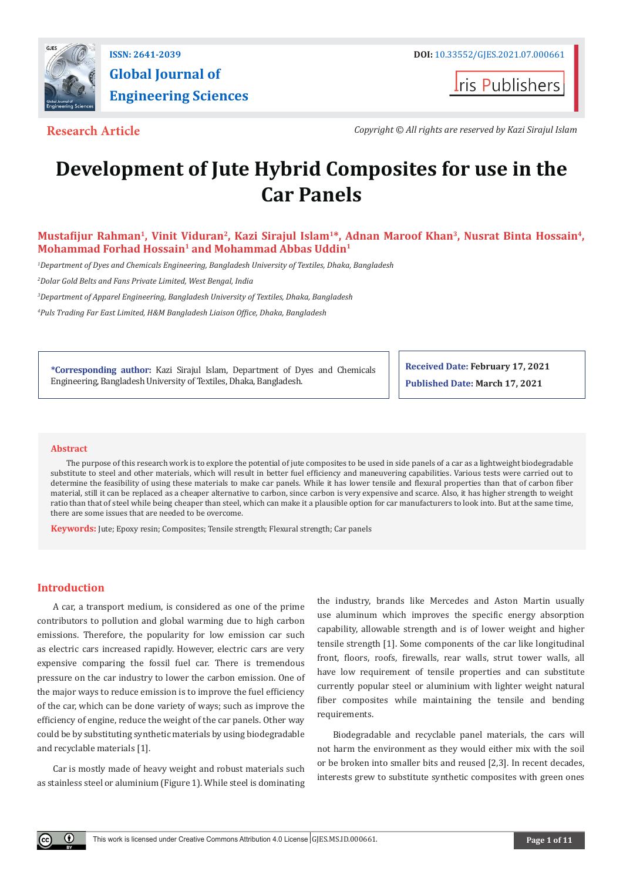Research Article

Copyright © All rights are reserved by Kazi Sirajul Islam

# Development of Jute Hybrid Composites for use in the Car Panels

**Mustafijur Rahman[1], Vinit Viduran[2], Kazi Sirajul Islam[1]*, Adnan Maroof Khan[3], Nusrat Binta Hossain[4], Mohammad Forhad Hossain[1] and Mohammad Abbas Uddin[1]**

*[1]Department of Dyes and Chemicals Engineering, Bangladesh University of Textiles, Dhaka, Bangladesh*

*[2]Dolar Gold Belts and Fans Private Limited, West Bengal, India*

*[3]Department of Apparel Engineering, Bangladesh University of Textiles, Dhaka, Bangladesh*

*[4]Puls Trading Far East Limited, H&M Bangladesh Liaison Office, Dhaka, Bangladesh*

**\*Corresponding author:** Kazi Sirajul Islam, Department of Dyes and Chemicals Engineering, Bangladesh University of Textiles, Dhaka, Bangladesh.

**Received Date:** February 17, 2021

**Published Date:** March 17, 2021

## Abstract

The purpose of this research work is to explore the potential of jute composites to be used in side panels of a car as a lightweight biodegradable substitute to steel and other materials, which will result in better fuel efficiency and maneuvering capabilities. Various tests were carried out to determine the feasibility of using these materials to make car panels. While it has lower tensile and flexural properties than that of carbon fiber material, still it can be replaced as a cheaper alternative to carbon, since carbon is very expensive and scarce. Also, it has higher strength to weight ratio than that of steel while being cheaper than steel, which can make it a plausible option for car manufacturers to look into. But at the same time, there are some issues that are needed to be overcome.

**Keywords:** Jute; Epoxy resin; Composites; Tensile strength; Flexural strength; Car panels

## Introduction

A car, a transport medium, is considered as one of the prime contributors to pollution and global warming due to high carbon emissions. Therefore, the popularity for low emission car such as electric cars increased rapidly. However, electric cars are very expensive comparing the fossil fuel car. There is tremendous pressure on the car industry to lower the carbon emission. One of the major ways to reduce emission is to improve the fuel efficiency of the car, which can be done variety of ways; such as improve the efficiency of engine, reduce the weight of the car panels. Other way could be by substituting synthetic materials by using biodegradable and recyclable materials [1].

Car is mostly made of heavy weight and robust materials such as stainless steel or aluminium (Figure 1). While steel is dominating the industry, brands like Mercedes and Aston Martin usually use aluminum which improves the specific energy absorption capability, allowable strength and is of lower weight and higher tensile strength [1]. Some components of the car like longitudinal front, floors, roofs, firewalls, rear walls, strut tower walls, all have low requirement of tensile properties and can substitute currently popular steel or aluminium with lighter weight natural fiber composites while maintaining the tensile and bending requirements.

Biodegradable and recyclable panel materials, the cars will not harm the environment as they would either mix with the soil or be broken into smaller bits and reused [2,3]. In recent decades, interests grew to substitute synthetic composites with green ones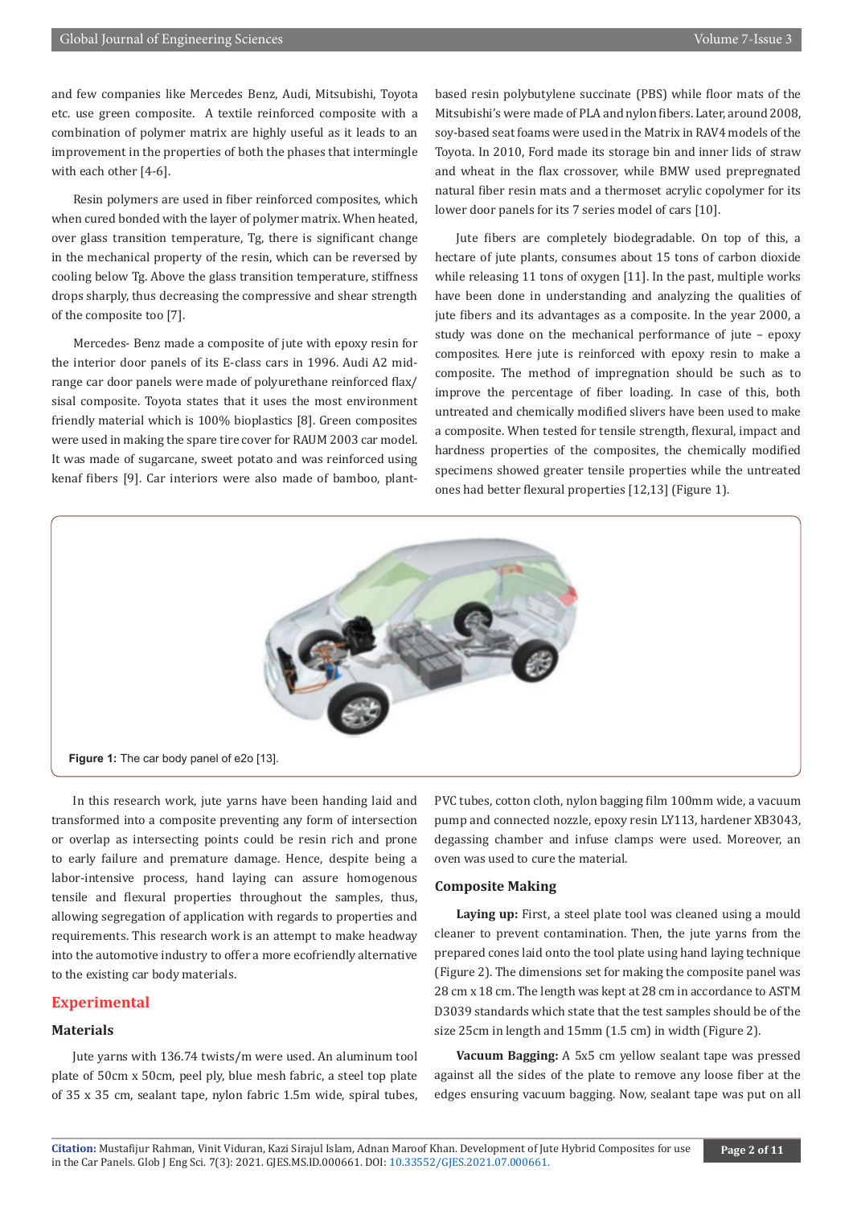and few companies like Mercedes Benz, Audi, Mitsubishi, Toyota etc. use green composite. A textile reinforced composite with a combination of polymer matrix are highly useful as it leads to an improvement in the properties of both the phases that intermingle with each other [4-6].

Resin polymers are used in fiber reinforced composites, which when cured bonded with the layer of polymer matrix. When heated, over glass transition temperature, Tg, there is significant change in the mechanical property of the resin, which can be reversed by cooling below Tg. Above the glass transition temperature, stiffness drops sharply, thus decreasing the compressive and shear strength of the composite too [7].

Mercedes- Benz made a composite of jute with epoxy resin for the interior door panels of its E-class cars in 1996. Audi A2 mid-range car door panels were made of polyurethane reinforced flax/sisal composite. Toyota states that it uses the most environment friendly material which is 100% bioplastics [8]. Green composites were used in making the spare tire cover for RAUM 2003 car model. It was made of sugarcane, sweet potato and was reinforced using kenaf fibers [9]. Car interiors were also made of bamboo, plant-based resin polybutylene succinate (PBS) while floor mats of the Mitsubishi's were made of PLA and nylon fibers. Later, around 2008, soy-based seat foams were used in the Matrix in RAV4 models of the Toyota. In 2010, Ford made its storage bin and inner lids of straw and wheat in the flax crossover, while BMW used prepregnated natural fiber resin mats and a thermoset acrylic copolymer for its lower door panels for its 7 series model of cars [10].

Jute fibers are completely biodegradable. On top of this, a hectare of jute plants, consumes about 15 tons of carbon dioxide while releasing 11 tons of oxygen [11]. In the past, multiple works have been done in understanding and analyzing the qualities of jute fibers and its advantages as a composite. In the year 2000, a study was done on the mechanical performance of jute – epoxy composites. Here jute is reinforced with epoxy resin to make a composite. The method of impregnation should be such as to improve the percentage of fiber loading. In case of this, both untreated and chemically modified slivers have been used to make a composite. When tested for tensile strength, flexural, impact and hardness properties of the composites, the chemically modified specimens showed greater tensile properties while the untreated ones had better flexural properties [12,13] (Figure 1).

**Figure 1:** The car body panel of e2o [13].

In this research work, jute yarns have been handing laid and transformed into a composite preventing any form of intersection or overlap as intersecting points could be resin rich and prone to early failure and premature damage. Hence, despite being a labor-intensive process, hand laying can assure homogenous tensile and flexural properties throughout the samples, thus, allowing segregation of application with regards to properties and requirements. This research work is an attempt to make headway into the automotive industry to offer a more ecofriendly alternative to the existing car body materials.

## Experimental

### Materials

Jute yarns with 136.74 twists/m were used. An aluminum tool plate of 50cm x 50cm, peel ply, blue mesh fabric, a steel top plate of 35 x 35 cm, sealant tape, nylon fabric 1.5m wide, spiral tubes, PVC tubes, cotton cloth, nylon bagging film 100mm wide, a vacuum pump and connected nozzle, epoxy resin LY113, hardener XB3043, degassing chamber and infuse clamps were used. Moreover, an oven was used to cure the material.

### Composite Making

**Laying up:** First, a steel plate tool was cleaned using a mould cleaner to prevent contamination. Then, the jute yarns from the prepared cones laid onto the tool plate using hand laying technique (Figure 2). The dimensions set for making the composite panel was 28 cm x 18 cm. The length was kept at 28 cm in accordance to ASTM D3039 standards which state that the test samples should be of the size 25cm in length and 15mm (1.5 cm) in width (Figure 2).

**Vacuum Bagging:** A 5x5 cm yellow sealant tape was pressed against all the sides of the plate to remove any loose fiber at the edges ensuring vacuum bagging. Now, sealant tape was put on all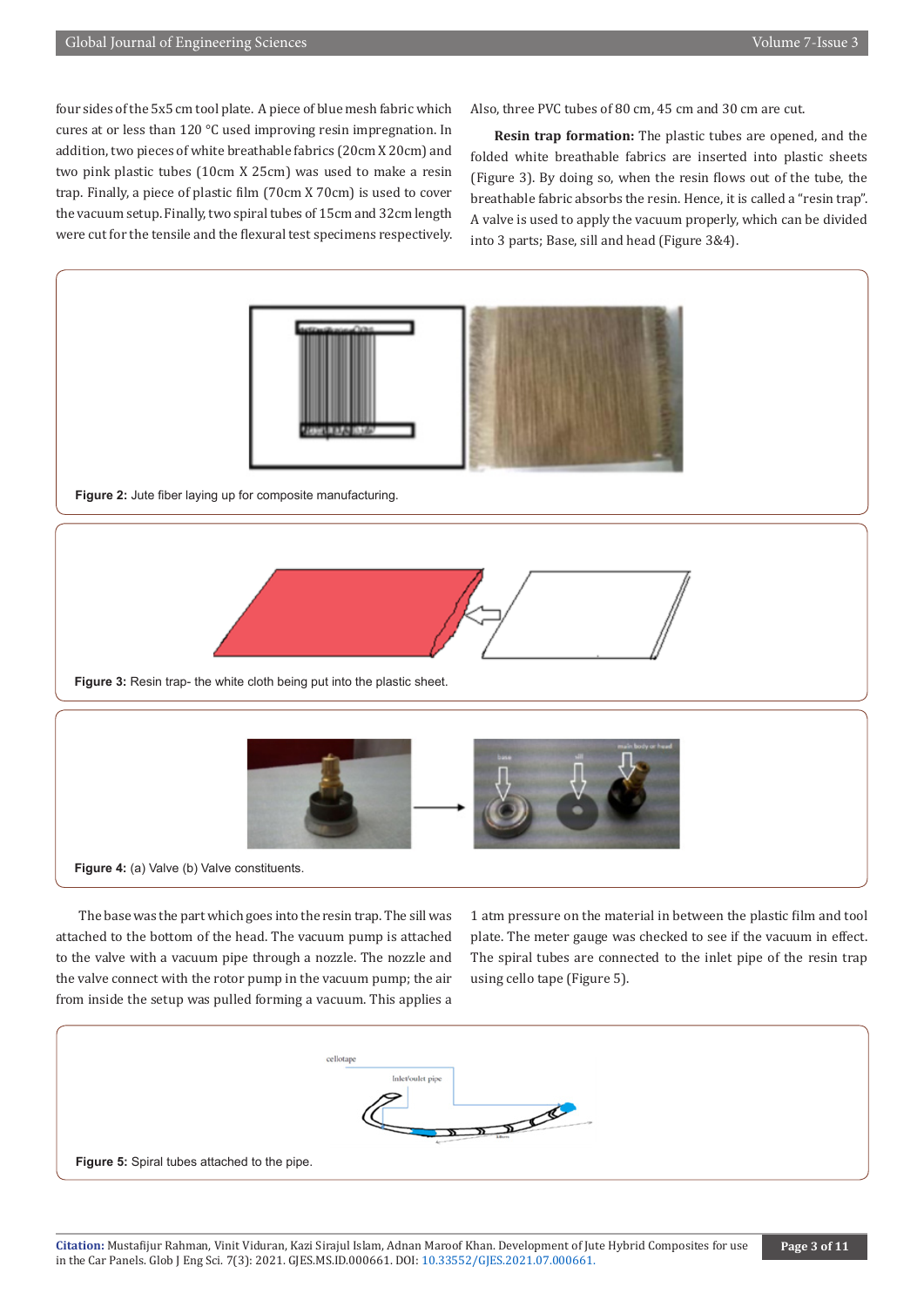four sides of the 5x5 cm tool plate. A piece of blue mesh fabric which cures at or less than 120 °C used improving resin impregnation. In addition, two pieces of white breathable fabrics (20cm X 20cm) and two pink plastic tubes (10cm X 25cm) was used to make a resin trap. Finally, a piece of plastic film (70cm X 70cm) is used to cover the vacuum setup. Finally, two spiral tubes of 15cm and 32cm length were cut for the tensile and the flexural test specimens respectively. Also, three PVC tubes of 80 cm, 45 cm and 30 cm are cut.

**Resin trap formation:** The plastic tubes are opened, and the folded white breathable fabrics are inserted into plastic sheets (Figure 3). By doing so, when the resin flows out of the tube, the breathable fabric absorbs the resin. Hence, it is called a "resin trap". A valve is used to apply the vacuum properly, which can be divided into 3 parts; Base, sill and head (Figure 3&4).

**Figure 2:** Jute fiber laying up for composite manufacturing.

**Figure 3:** Resin trap- the white cloth being put into the plastic sheet.

**Figure 4:** (a) Valve (b) Valve constituents.

The base was the part which goes into the resin trap. The sill was attached to the bottom of the head. The vacuum pump is attached to the valve with a vacuum pipe through a nozzle. The nozzle and the valve connect with the rotor pump in the vacuum pump; the air from inside the setup was pulled forming a vacuum. This applies a 1 atm pressure on the material in between the plastic film and tool plate. The meter gauge was checked to see if the vacuum in effect. The spiral tubes are connected to the inlet pipe of the resin trap using cello tape (Figure 5).

**Figure 5:** Spiral tubes attached to the pipe.

**Citation:** Mustafijur Rahman, Vinit Viduran, Kazi Sirajul Islam, Adnan Maroof Khan. Development of Jute Hybrid Composites for use in the Car Panels. Glob J Eng Sci. 7(3): 2021. GJES.MS.ID.000661. DOI: 10.33552/GJES.2021.07.000661.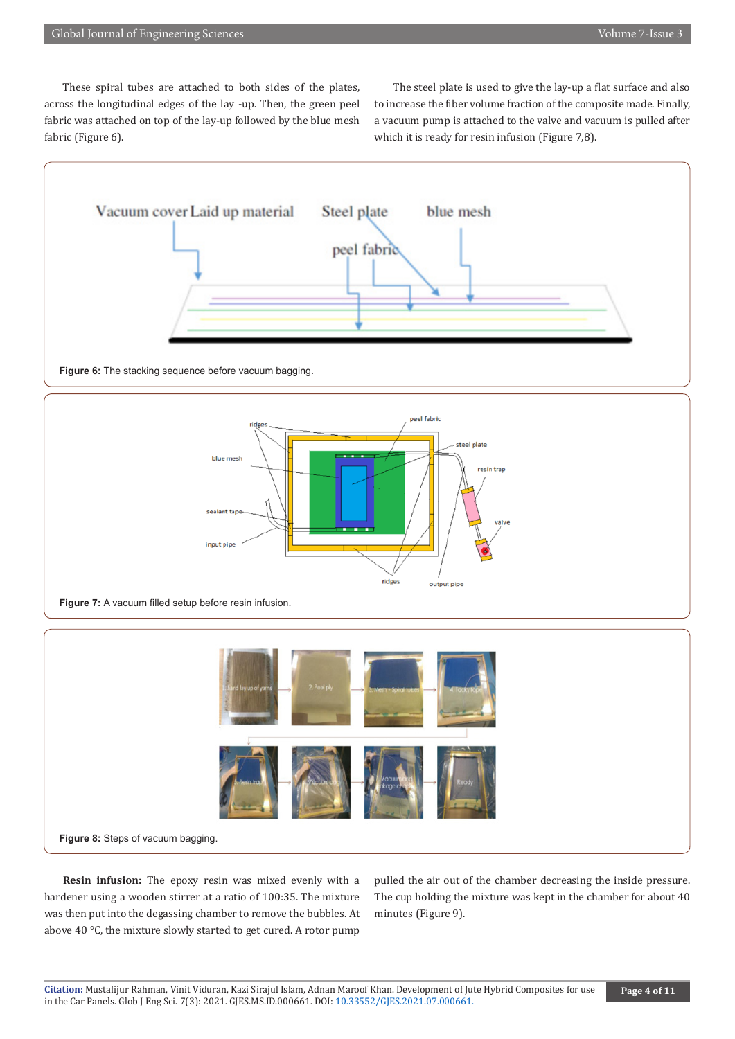These spiral tubes are attached to both sides of the plates, across the longitudinal edges of the lay -up. Then, the green peel fabric was attached on top of the lay-up followed by the blue mesh fabric (Figure 6).

The steel plate is used to give the lay-up a flat surface and also to increase the fiber volume fraction of the composite made. Finally, a vacuum pump is attached to the valve and vacuum is pulled after which it is ready for resin infusion (Figure 7,8).

**Figure 6:** The stacking sequence before vacuum bagging.

**Figure 7:** A vacuum filled setup before resin infusion.

**Figure 8:** Steps of vacuum bagging.

**Resin infusion:** The epoxy resin was mixed evenly with a hardener using a wooden stirrer at a ratio of 100:35. The mixture was then put into the degassing chamber to remove the bubbles. At above 40 °C, the mixture slowly started to get cured. A rotor pump pulled the air out of the chamber decreasing the inside pressure. The cup holding the mixture was kept in the chamber for about 40 minutes (Figure 9).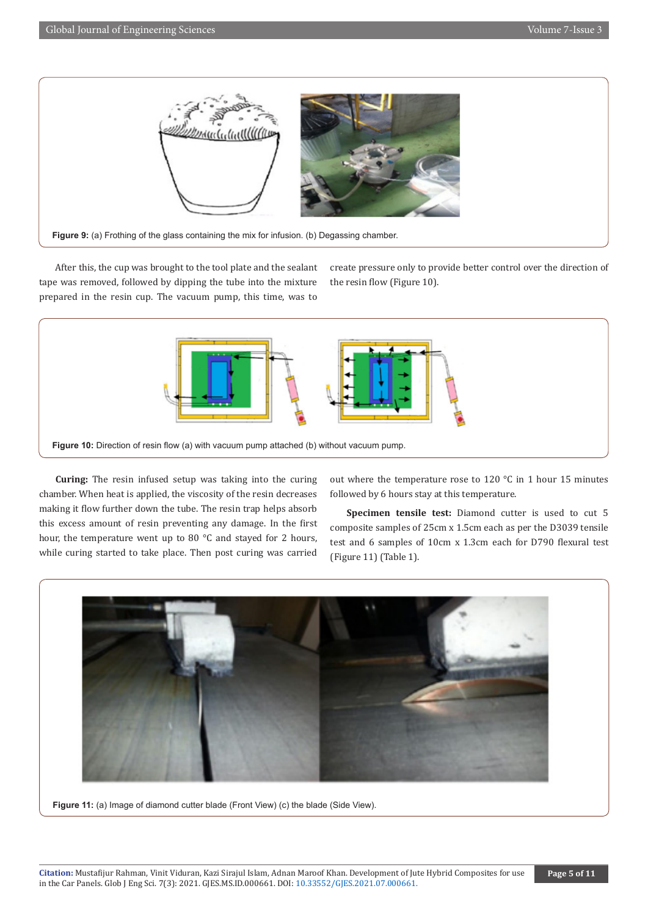Figure 9: (a) Frothing of the glass containing the mix for infusion. (b) Degassing chamber.

After this, the cup was brought to the tool plate and the sealant tape was removed, followed by dipping the tube into the mixture prepared in the resin cup. The vacuum pump, this time, was to create pressure only to provide better control over the direction of the resin flow (Figure 10).

Figure 10: Direction of resin flow (a) with vacuum pump attached (b) without vacuum pump.

**Curing:** The resin infused setup was taking into the curing chamber. When heat is applied, the viscosity of the resin decreases making it flow further down the tube. The resin trap helps absorb this excess amount of resin preventing any damage. In the first hour, the temperature went up to 80 °C and stayed for 2 hours, while curing started to take place. Then post curing was carried out where the temperature rose to 120 °C in 1 hour 15 minutes followed by 6 hours stay at this temperature.

**Specimen tensile test:** Diamond cutter is used to cut 5 composite samples of 25cm x 1.5cm each as per the D3039 tensile test and 6 samples of 10cm x 1.3cm each for D790 flexural test (Figure 11) (Table 1).

Figure 11: (a) Image of diamond cutter blade (Front View) (c) the blade (Side View).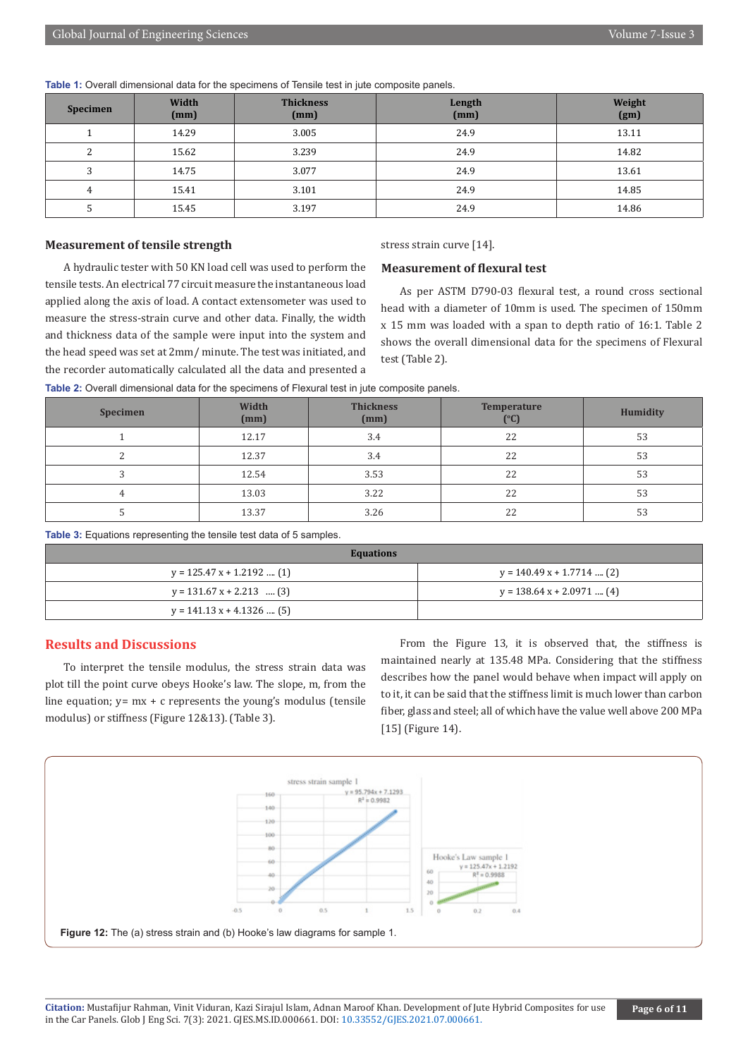**Table 1:** Overall dimensional data for the specimens of Tensile test in jute composite panels.

| Specimen | Width (mm) | Thickness (mm) | Length (mm) | Weight (gm) |
|---|---|---|---|---|
| 1 | 14.29 | 3.005 | 24.9 | 13.11 |
| 2 | 15.62 | 3.239 | 24.9 | 14.82 |
| 3 | 14.75 | 3.077 | 24.9 | 13.61 |
| 4 | 15.41 | 3.101 | 24.9 | 14.85 |
| 5 | 15.45 | 3.197 | 24.9 | 14.86 |

### Measurement of tensile strength

A hydraulic tester with 50 KN load cell was used to perform the tensile tests. An electrical 77 circuit measure the instantaneous load applied along the axis of load. A contact extensometer was used to measure the stress-strain curve and other data. Finally, the width and thickness data of the sample were input into the system and the head speed was set at 2mm/ minute. The test was initiated, and the recorder automatically calculated all the data and presented a stress strain curve [14].

### Measurement of flexural test

As per ASTM D790-03 flexural test, a round cross sectional head with a diameter of 10mm is used. The specimen of 150mm x 15 mm was loaded with a span to depth ratio of 16:1. Table 2 shows the overall dimensional data for the specimens of Flexural test (Table 2).

**Table 2:** Overall dimensional data for the specimens of Flexural test in jute composite panels.

| Specimen | Width (mm) | Thickness (mm) | Temperature (°C) | Humidity |
|---|---|---|---|---|
| 1 | 12.17 | 3.4 | 22 | 53 |
| 2 | 12.37 | 3.4 | 22 | 53 |
| 3 | 12.54 | 3.53 | 22 | 53 |
| 4 | 13.03 | 3.22 | 22 | 53 |
| 5 | 13.37 | 3.26 | 22 | 53 |

**Table 3:** Equations representing the tensile test data of 5 samples.

| Equations | |
|---|---|
| $y = 125.47x + 1.2192$ .... (1) | $y = 140.49x + 1.7714$ .... (2) |
| $y = 131.67x + 2.213$ .... (3) | $y = 138.64x + 2.0971$ .... (4) |
| $y = 141.13x + 4.1326$ .... (5) | |

## Results and Discussions

To interpret the tensile modulus, the stress strain data was plot till the point curve obeys Hooke's law. The slope, m, from the line equation; $y = mx + c$ represents the young's modulus (tensile modulus) or stiffness (Figure 12&13). (Table 3).

From the Figure 13, it is observed that, the stiffness is maintained nearly at 135.48 MPa. Considering that the stiffness describes how the panel would behave when impact will apply on to it, it can be said that the stiffness limit is much lower than carbon fiber, glass and steel; all of which have the value well above 200 MPa [15] (Figure 14).

**Figure 12:** The (a) stress strain and (b) Hooke's law diagrams for sample 1.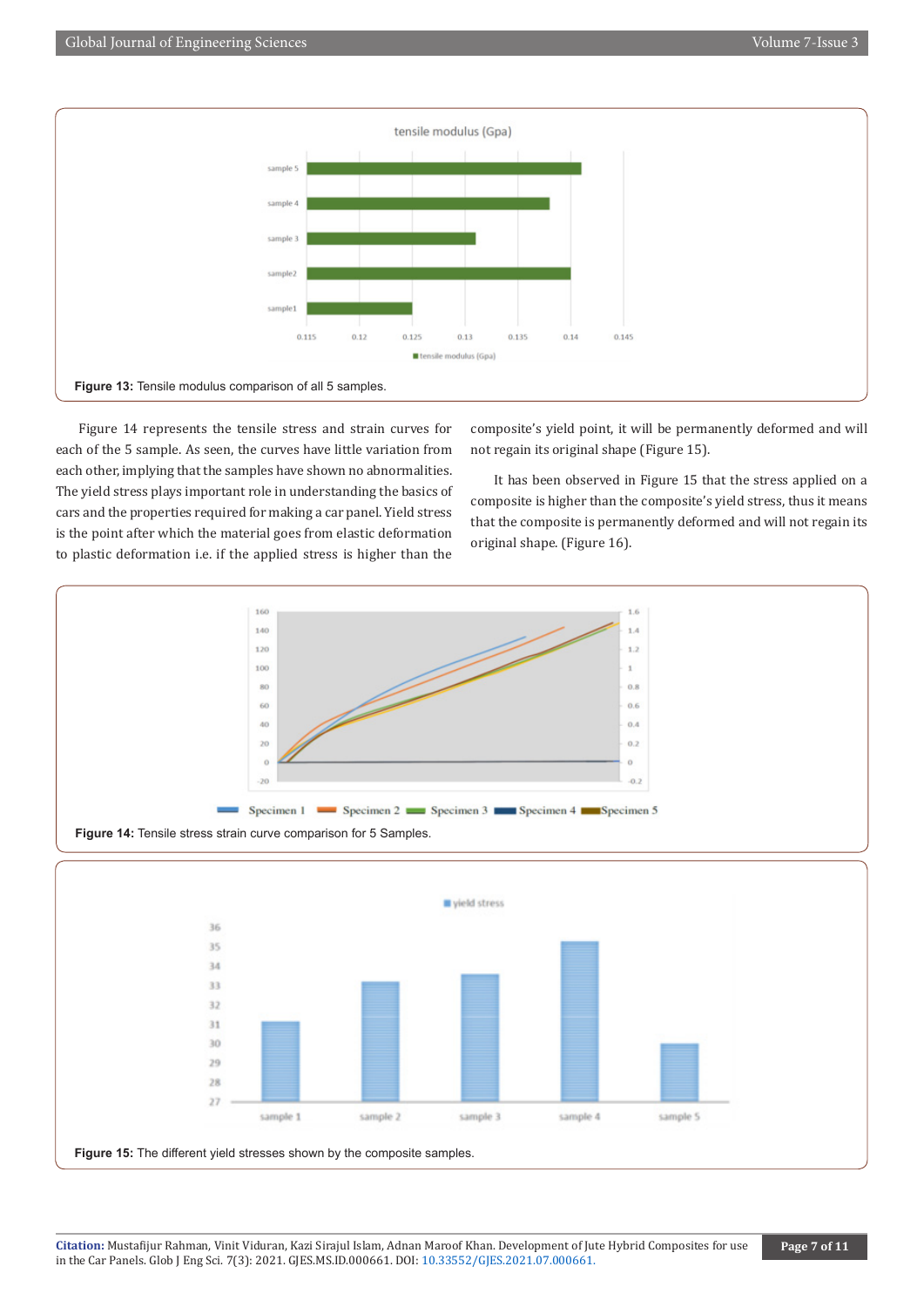Figure 13: Tensile modulus comparison of all 5 samples.

Figure 14 represents the tensile stress and strain curves for each of the 5 sample. As seen, the curves have little variation from each other, implying that the samples have shown no abnormalities. The yield stress plays important role in understanding the basics of cars and the properties required for making a car panel. Yield stress is the point after which the material goes from elastic deformation to plastic deformation i.e. if the applied stress is higher than the composite's yield point, it will be permanently deformed and will not regain its original shape (Figure 15).

It has been observed in Figure 15 that the stress applied on a composite is higher than the composite's yield stress, thus it means that the composite is permanently deformed and will not regain its original shape. (Figure 16).

Figure 14: Tensile stress strain curve comparison for 5 Samples.

Figure 15: The different yield stresses shown by the composite samples.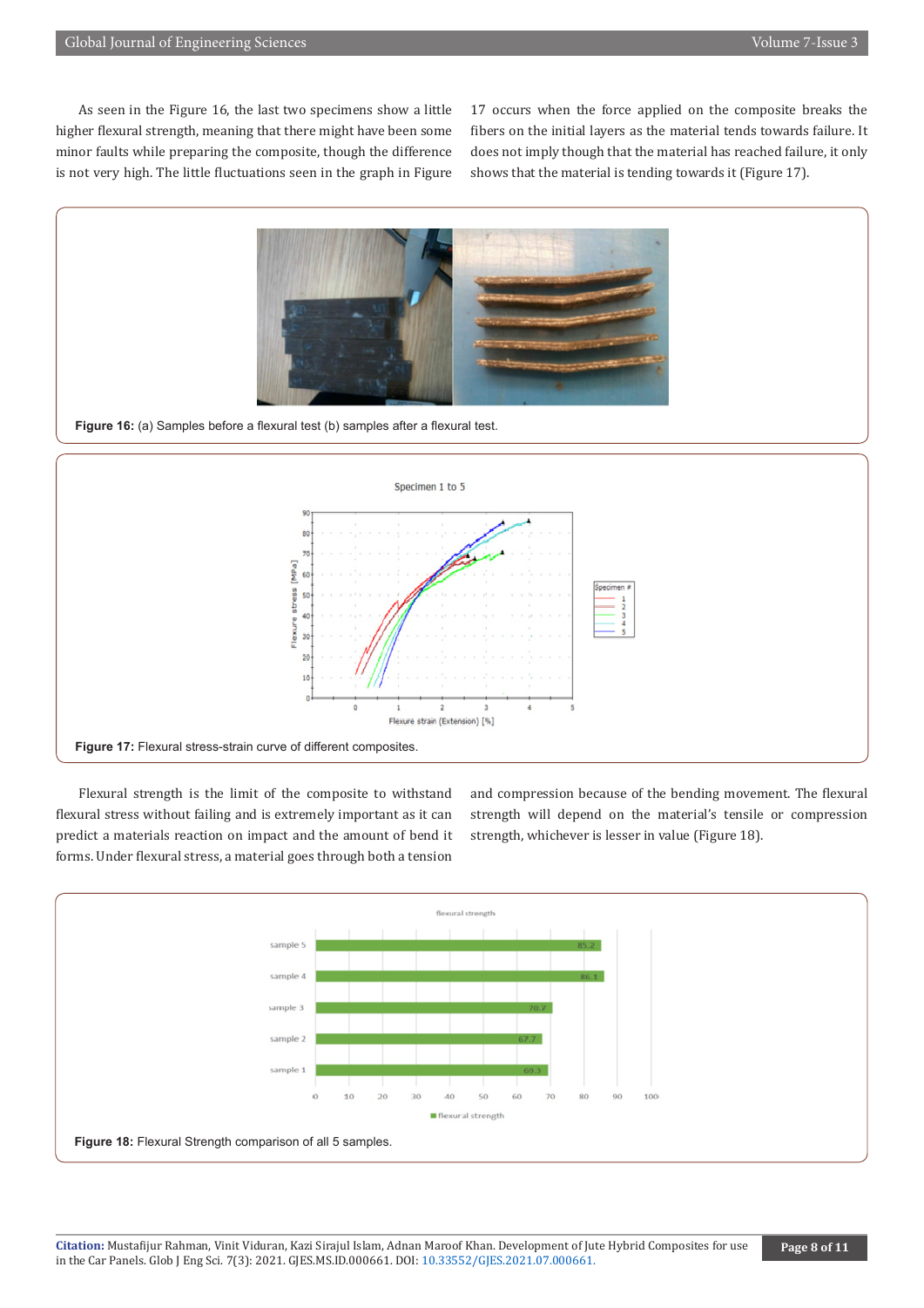As seen in the Figure 16, the last two specimens show a little higher flexural strength, meaning that there might have been some minor faults while preparing the composite, though the difference is not very high. The little fluctuations seen in the graph in Figure 17 occurs when the force applied on the composite breaks the fibers on the initial layers as the material tends towards failure. It does not imply though that the material has reached failure, it only shows that the material is tending towards it (Figure 17).

**Figure 16:** (a) Samples before a flexural test (b) samples after a flexural test.

**Figure 17:** Flexural stress-strain curve of different composites.

Flexural strength is the limit of the composite to withstand flexural stress without failing and is extremely important as it can predict a materials reaction on impact and the amount of bend it forms. Under flexural stress, a material goes through both a tension and compression because of the bending movement. The flexural strength will depend on the material's tensile or compression strength, whichever is lesser in value (Figure 18).

**Figure 18:** Flexural Strength comparison of all 5 samples.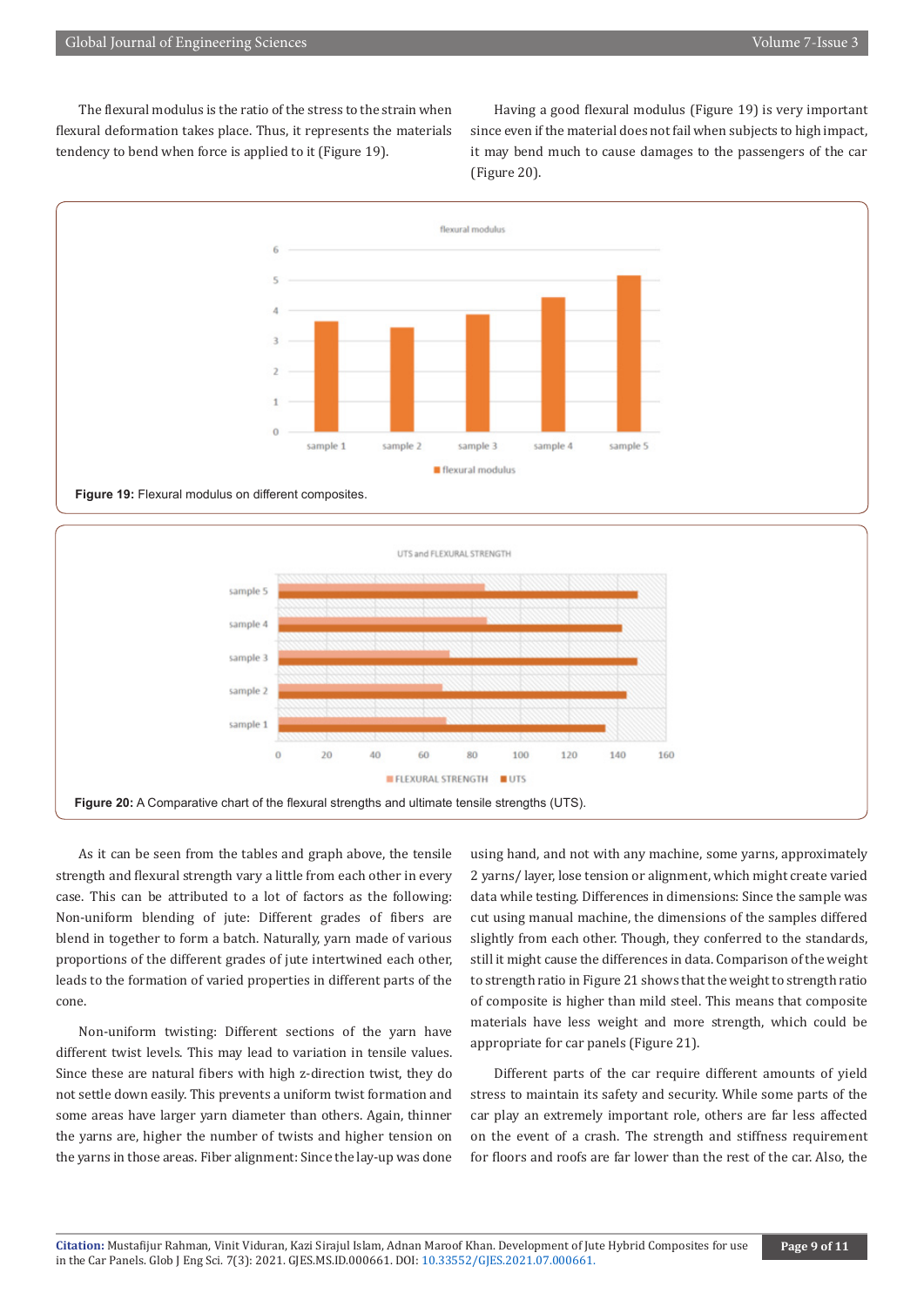The flexural modulus is the ratio of the stress to the strain when flexural deformation takes place. Thus, it represents the materials tendency to bend when force is applied to it (Figure 19).

Having a good flexural modulus (Figure 19) is very important since even if the material does not fail when subjects to high impact, it may bend much to cause damages to the passengers of the car (Figure 20).

**Figure 19:** Flexural modulus on different composites.

**Figure 20:** A Comparative chart of the flexural strengths and ultimate tensile strengths (UTS).

As it can be seen from the tables and graph above, the tensile strength and flexural strength vary a little from each other in every case. This can be attributed to a lot of factors as the following: Non-uniform blending of jute: Different grades of fibers are blend in together to form a batch. Naturally, yarn made of various proportions of the different grades of jute intertwined each other, leads to the formation of varied properties in different parts of the cone.

Non-uniform twisting: Different sections of the yarn have different twist levels. This may lead to variation in tensile values. Since these are natural fibers with high z-direction twist, they do not settle down easily. This prevents a uniform twist formation and some areas have larger yarn diameter than others. Again, thinner the yarns are, higher the number of twists and higher tension on the yarns in those areas. Fiber alignment: Since the lay-up was done using hand, and not with any machine, some yarns, approximately 2 yarns/ layer, lose tension or alignment, which might create varied data while testing. Differences in dimensions: Since the sample was cut using manual machine, the dimensions of the samples differed slightly from each other. Though, they conferred to the standards, still it might cause the differences in data. Comparison of the weight to strength ratio in Figure 21 shows that the weight to strength ratio of composite is higher than mild steel. This means that composite materials have less weight and more strength, which could be appropriate for car panels (Figure 21).

Different parts of the car require different amounts of yield stress to maintain its safety and security. While some parts of the car play an extremely important role, others are far less affected on the event of a crash. The strength and stiffness requirement for floors and roofs are far lower than the rest of the car. Also, the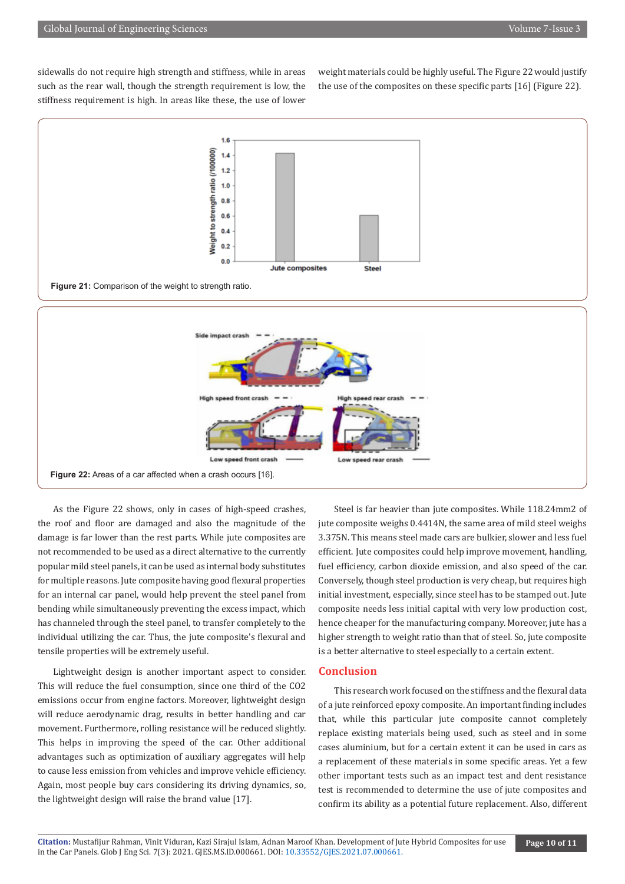sidewalls do not require high strength and stiffness, while in areas such as the rear wall, though the strength requirement is low, the stiffness requirement is high. In areas like these, the use of lower weight materials could be highly useful. The Figure 22 would justify the use of the composites on these specific parts [16] (Figure 22).

**Figure 21:** Comparison of the weight to strength ratio.

**Figure 22:** Areas of a car affected when a crash occurs [16].

As the Figure 22 shows, only in cases of high-speed crashes, the roof and floor are damaged and also the magnitude of the damage is far lower than the rest parts. While jute composites are not recommended to be used as a direct alternative to the currently popular mild steel panels, it can be used as internal body substitutes for multiple reasons. Jute composite having good flexural properties for an internal car panel, would help prevent the steel panel from bending while simultaneously preventing the excess impact, which has channeled through the steel panel, to transfer completely to the individual utilizing the car. Thus, the jute composite's flexural and tensile properties will be extremely useful.

Lightweight design is another important aspect to consider. This will reduce the fuel consumption, since one third of the $CO_2$ emissions occur from engine factors. Moreover, lightweight design will reduce aerodynamic drag, results in better handling and car movement. Furthermore, rolling resistance will be reduced slightly. This helps in improving the speed of the car. Other additional advantages such as optimization of auxiliary aggregates will help to cause less emission from vehicles and improve vehicle efficiency. Again, most people buy cars considering its driving dynamics, so, the lightweight design will raise the brand value [17].

Steel is far heavier than jute composites. While 118.24mm2 of jute composite weighs 0.4414N, the same area of mild steel weighs 3.375N. This means steel made cars are bulkier, slower and less fuel efficient. Jute composites could help improve movement, handling, fuel efficiency, carbon dioxide emission, and also speed of the car. Conversely, though steel production is very cheap, but requires high initial investment, especially, since steel has to be stamped out. Jute composite needs less initial capital with very low production cost, hence cheaper for the manufacturing company. Moreover, jute has a higher strength to weight ratio than that of steel. So, jute composite is a better alternative to steel especially to a certain extent.

## Conclusion

This research work focused on the stiffness and the flexural data of a jute reinforced epoxy composite. An important finding includes that, while this particular jute composite cannot completely replace existing materials being used, such as steel and in some cases aluminium, but for a certain extent it can be used in cars as a replacement of these materials in some specific areas. Yet a few other important tests such as an impact test and dent resistance test is recommended to determine the use of jute composites and confirm its ability as a potential future replacement. Also, different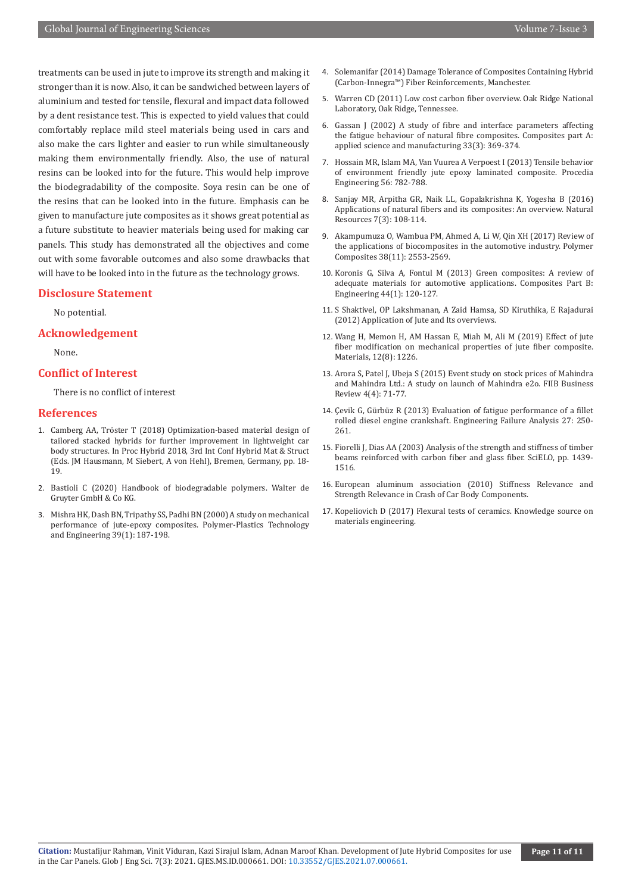treatments can be used in jute to improve its strength and making it stronger than it is now. Also, it can be sandwiched between layers of aluminium and tested for tensile, flexural and impact data followed by a dent resistance test. This is expected to yield values that could comfortably replace mild steel materials being used in cars and also make the cars lighter and easier to run while simultaneously making them environmentally friendly. Also, the use of natural resins can be looked into for the future. This would help improve the biodegradability of the composite. Soya resin can be one of the resins that can be looked into in the future. Emphasis can be given to manufacture jute composites as it shows great potential as a future substitute to heavier materials being used for making car panels. This study has demonstrated all the objectives and come out with some favorable outcomes and also some drawbacks that will have to be looked into in the future as the technology grows.

## Disclosure Statement

No potential.

## Acknowledgement

None.

## Conflict of Interest

There is no conflict of interest

## References

1. Camberg AA, Tröster T (2018) Optimization-based material design of tailored stacked hybrids for further improvement in lightweight car body structures. In Proc Hybrid 2018, 3rd Int Conf Hybrid Mat & Struct (Eds. JM Hausmann, M Siebert, A von Hehl), Bremen, Germany, pp. 18-19.
2. Bastioli C (2020) Handbook of biodegradable polymers. Walter de Gruyter GmbH & Co KG.
3. Mishra HK, Dash BN, Tripathy SS, Padhi BN (2000) A study on mechanical performance of jute-epoxy composites. Polymer-Plastics Technology and Engineering 39(1): 187-198.
4. Solemanifar (2014) Damage Tolerance of Composites Containing Hybrid (Carbon-Innegra™) Fiber Reinforcements, Manchester.
5. Warren CD (2011) Low cost carbon fiber overview. Oak Ridge National Laboratory, Oak Ridge, Tennessee.
6. Gassan J (2002) A study of fibre and interface parameters affecting the fatigue behaviour of natural fibre composites. Composites part A: applied science and manufacturing 33(3): 369-374.
7. Hossain MR, Islam MA, Van Vuurea A Verpoest I (2013) Tensile behavior of environment friendly jute epoxy laminated composite. Procedia Engineering 56: 782-788.
8. Sanjay MR, Arpitha GR, Naik LL, Gopalakrishna K, Yogesha B (2016) Applications of natural fibers and its composites: An overview. Natural Resources 7(3): 108-114.
9. Akampumuza O, Wambua PM, Ahmed A, Li W, Qin XH (2017) Review of the applications of biocomposites in the automotive industry. Polymer Composites 38(11): 2553-2569.
10. Koronis G, Silva A, Fontul M (2013) Green composites: A review of adequate materials for automotive applications. Composites Part B: Engineering 44(1): 120-127.
11. S Shaktivel, OP Lakshmanan, A Zaid Hamsa, SD Kiruthika, E Rajadurai (2012) Application of Jute and Its overviews.
12. Wang H, Memon H, AM Hassan E, Miah M, Ali M (2019) Effect of jute fiber modification on mechanical properties of jute fiber composite. Materials, 12(8): 1226.
13. Arora S, Patel J, Ubeja S (2015) Event study on stock prices of Mahindra and Mahindra Ltd.: A study on launch of Mahindra e2o. FIIB Business Review 4(4): 71-77.
14. Çevik G, Gürbüz R (2013) Evaluation of fatigue performance of a fillet rolled diesel engine crankshaft. Engineering Failure Analysis 27: 250-261.
15. Fiorelli J, Dias AA (2003) Analysis of the strength and stiffness of timber beams reinforced with carbon fiber and glass fiber. SciELO, pp. 1439-1516.
16. European aluminum association (2010) Stiffness Relevance and Strength Relevance in Crash of Car Body Components.
17. Kopeliovich D (2017) Flexural tests of ceramics. Knowledge source on materials engineering.